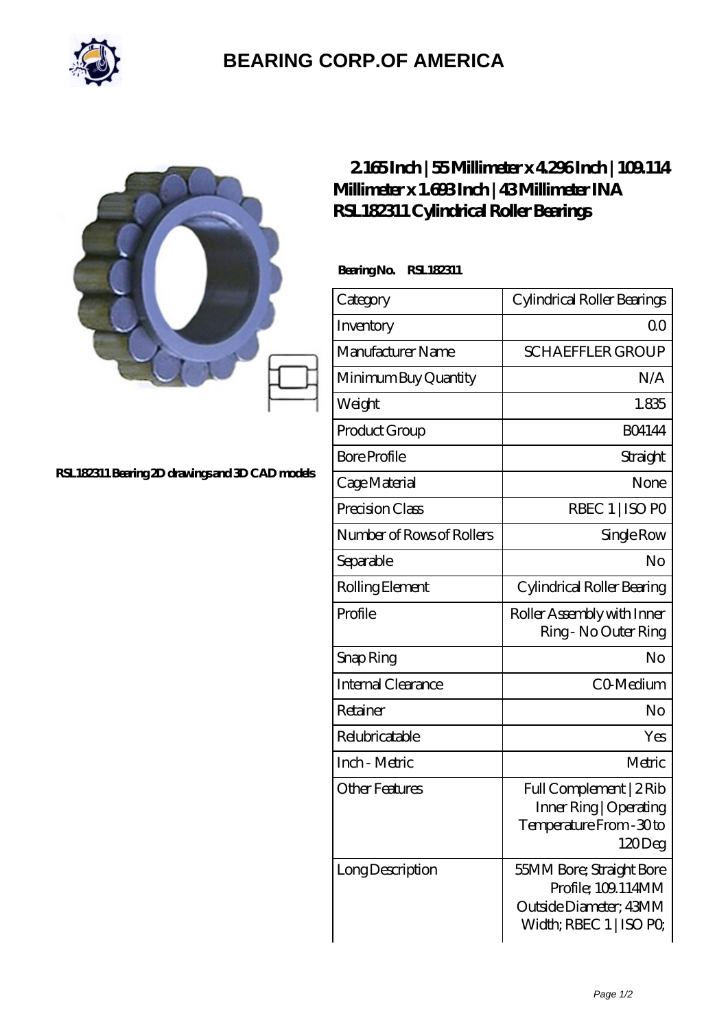# BEARING CORP.OF AMERICA

RSL182311 Bearing 2D drawings and 3D CAD models

## 2.165 Inch | 55 Millimeter x 4.296 Inch | 109.114 Millimeter x 1.693 Inch | 43 Millimeter INA RSL182311 Cylindrical Roller Bearings

**Bearing No. RSL182311**

| Category | Cylindrical Roller Bearings |
|---|---|
| Inventory | 0.0 |
| Manufacturer Name | SCHAEFFLER GROUP |
| Minimum Buy Quantity | N/A |
| Weight | 1.835 |
| Product Group | B04144 |
| Bore Profile | Straight |
| Cage Material | None |
| Precision Class | RBEC 1 \| ISO P0 |
| Number of Rows of Rollers | Single Row |
| Separable | No |
| Rolling Element | Cylindrical Roller Bearing |
| Profile | Roller Assembly with Inner Ring - No Outer Ring |
| Snap Ring | No |
| Internal Clearance | C0-Medium |
| Retainer | No |
| Relubricatable | Yes |
| Inch - Metric | Metric |
| Other Features | Full Complement \| 2 Rib Inner Ring \| Operating Temperature From -30 to 120 Deg |
| Long Description | 55MM Bore; Straight Bore Profile; 109.114MM Outside Diameter; 43MM Width; RBEC 1 \| ISO P0; |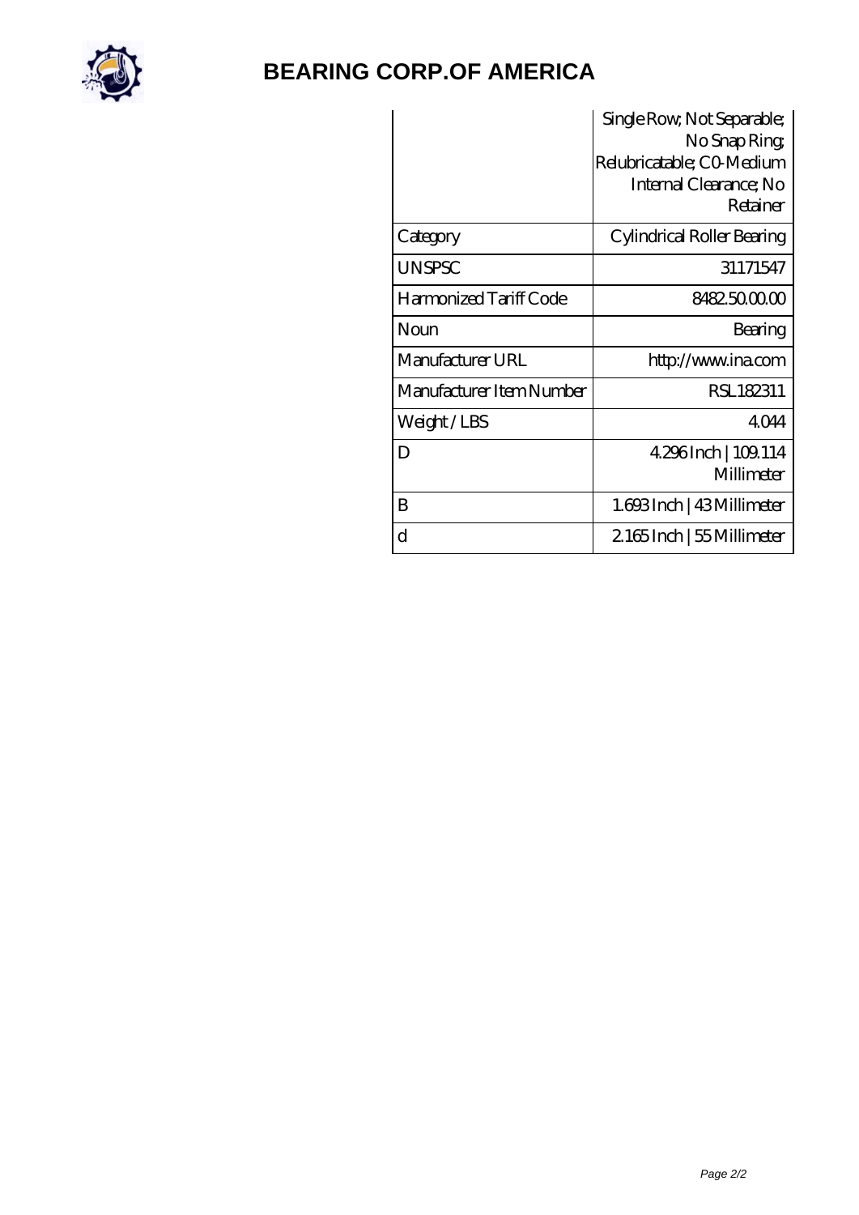| | |
|---|---|
| | Single Row; Not Separable; No Snap Ring; Relubricatable; C0-Medium Internal Clearance; No Retainer |
| Category | Cylindrical Roller Bearing |
| UNSPSC | 31171547 |
| Harmonized Tariff Code | 8482.50.00.00 |
| Noun | Bearing |
| Manufacturer URL | http://www.ina.com |
| Manufacturer Item Number | RSL182311 |
| Weight / LBS | 4.044 |
| D | 4.296 Inch \| 109.114 Millimeter |
| B | 1.693 Inch \| 43 Millimeter |
| d | 2.165 Inch \| 55 Millimeter |